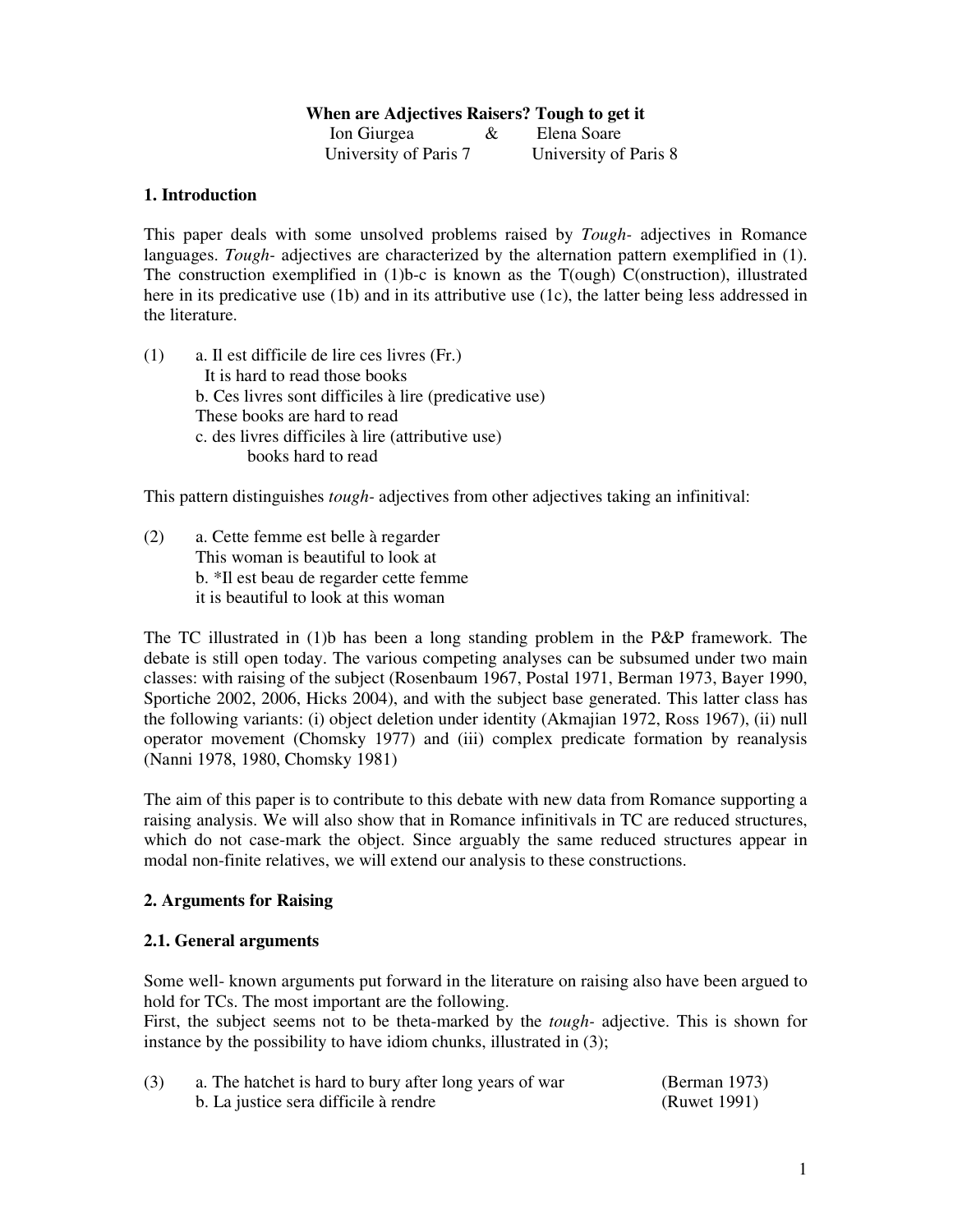# When are Adjectives Raisers? Tough to get it

Ion Giurgea & Elena Soare
University of Paris 7 University of Paris 8

## 1. Introduction

This paper deals with some unsolved problems raised by *Tough-* adjectives in Romance languages. *Tough-* adjectives are characterized by the alternation pattern exemplified in (1). The construction exemplified in (1)b-c is known as the T(ough) C(onstruction), illustrated here in its predicative use (1b) and in its attributive use (1c), the latter being less addressed in the literature.

(1) a. Il est difficile de lire ces livres (Fr.)
 It is hard to read those books
 b. Ces livres sont difficiles à lire (predicative use)
 These books are hard to read
 c. des livres difficiles à lire (attributive use)
 books hard to read

This pattern distinguishes *tough-* adjectives from other adjectives taking an infinitival:

(2) a. Cette femme est belle à regarder
 This woman is beautiful to look at
 b. *Il est beau de regarder cette femme
 it is beautiful to look at this woman

The TC illustrated in (1)b has been a long standing problem in the P&P framework. The debate is still open today. The various competing analyses can be subsumed under two main classes: with raising of the subject (Rosenbaum 1967, Postal 1971, Berman 1973, Bayer 1990, Sportiche 2002, 2006, Hicks 2004), and with the subject base generated. This latter class has the following variants: (i) object deletion under identity (Akmajian 1972, Ross 1967), (ii) null operator movement (Chomsky 1977) and (iii) complex predicate formation by reanalysis (Nanni 1978, 1980, Chomsky 1981)

The aim of this paper is to contribute to this debate with new data from Romance supporting a raising analysis. We will also show that in Romance infinitivals in TC are reduced structures, which do not case-mark the object. Since arguably the same reduced structures appear in modal non-finite relatives, we will extend our analysis to these constructions.

## 2. Arguments for Raising

### 2.1. General arguments

Some well- known arguments put forward in the literature on raising also have been argued to hold for TCs. The most important are the following.
First, the subject seems not to be theta-marked by the *tough-* adjective. This is shown for instance by the possibility to have idiom chunks, illustrated in (3);

(3) a. The hatchet is hard to bury after long years of war (Berman 1973)
 b. La justice sera difficile à rendre (Ruwet 1991)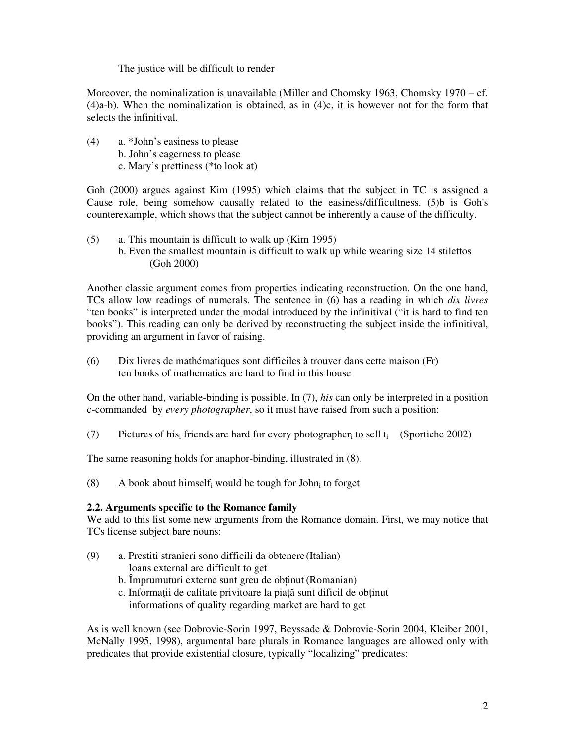The justice will be difficult to render

Moreover, the nominalization is unavailable (Miller and Chomsky 1963, Chomsky 1970 – cf. (4)a-b). When the nominalization is obtained, as in (4)c, it is however not for the form that selects the infinitival.

(4) a. *John's easiness to please
 b. John's eagerness to please
 c. Mary's prettiness (*to look at)

Goh (2000) argues against Kim (1995) which claims that the subject in TC is assigned a Cause role, being somehow causally related to the easiness/difficultness. (5)b is Goh's counterexample, which shows that the subject cannot be inherently a cause of the difficulty.

(5) a. This mountain is difficult to walk up (Kim 1995)
 b. Even the smallest mountain is difficult to walk up while wearing size 14 stilettos (Goh 2000)

Another classic argument comes from properties indicating reconstruction. On the one hand, TCs allow low readings of numerals. The sentence in (6) has a reading in which *dix livres* "ten books" is interpreted under the modal introduced by the infinitival ("it is hard to find ten books"). This reading can only be derived by reconstructing the subject inside the infinitival, providing an argument in favor of raising.

(6) Dix livres de mathématiques sont difficiles à trouver dans cette maison (Fr)
 ten books of mathematics are hard to find in this house

On the other hand, variable-binding is possible. In (7), *his* can only be interpreted in a position c-commanded by *every photographer*, so it must have raised from such a position:

(7) Pictures of his$_i$ friends are hard for every photographer$_i$ to sell $t_i$ (Sportiche 2002)

The same reasoning holds for anaphor-binding, illustrated in (8).

(8) A book about himself$_i$ would be tough for John$_i$ to forget

**2.2. Arguments specific to the Romance family**

We add to this list some new arguments from the Romance domain. First, we may notice that TCs license subject bare nouns:

(9) a. Prestiti stranieri sono difficili da obtenere (Italian)
 loans external are difficult to get
 b. Împrumuturi externe sunt greu de obținut (Romanian)
 c. Informații de calitate privitoare la piață sunt dificil de obținut
 informations of quality regarding market are hard to get

As is well known (see Dobrovie-Sorin 1997, Beyssade & Dobrovie-Sorin 2004, Kleiber 2001, McNally 1995, 1998), argumental bare plurals in Romance languages are allowed only with predicates that provide existential closure, typically "localizing" predicates: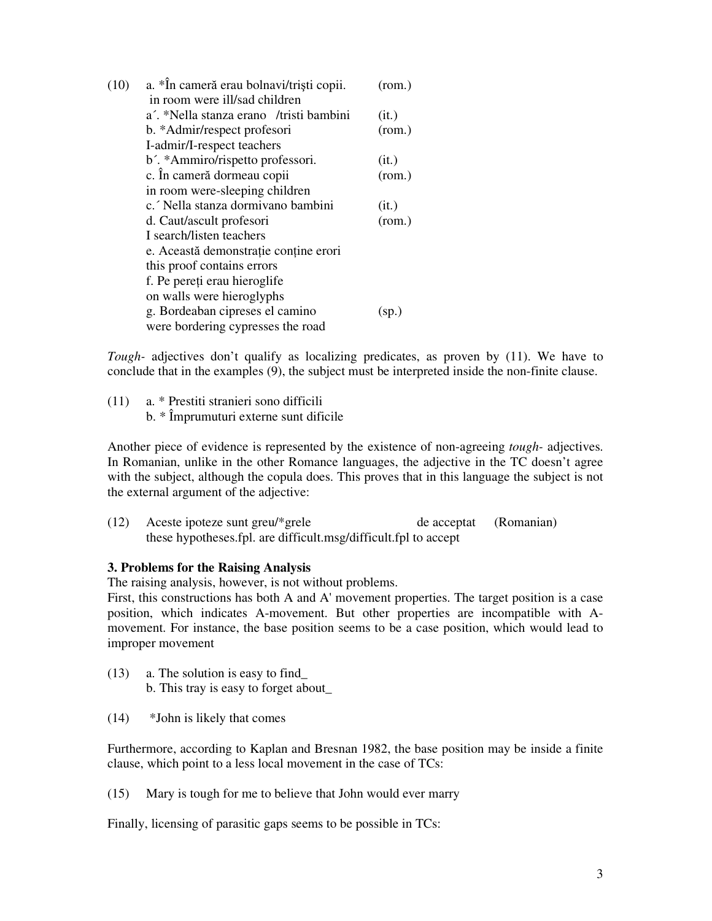(10) a. *În cameră erau bolnavi/trişti copii. (rom.)
in room were ill/sad children
a´. *Nella stanza erano /tristi bambini (it.)
b. *Admir/respect profesori (rom.)
I-admir/I-respect teachers
b´. *Ammiro/rispetto professori. (it.)
c. În cameră dormeau copii (rom.)
in room were-sleeping children
c.´ Nella stanza dormivano bambini (it.)
d. Caut/ascult profesori (rom.)
I search/listen teachers
e. Această demonstraţie conţine erori
this proof contains errors
f. Pe pereţi erau hieroglife
on walls were hieroglyphs
g. Bordeaban cipreses el camino (sp.)
were bordering cypresses the road

*Tough-* adjectives don't qualify as localizing predicates, as proven by (11). We have to conclude that in the examples (9), the subject must be interpreted inside the non-finite clause.

(11) a. * Prestiti stranieri sono difficili
b. * Împrumuturi externe sunt dificile

Another piece of evidence is represented by the existence of non-agreeing *tough-* adjectives. In Romanian, unlike in the other Romance languages, the adjective in the TC doesn't agree with the subject, although the copula does. This proves that in this language the subject is not the external argument of the adjective:

(12) Aceste ipoteze sunt greu/*grele de acceptat (Romanian)
these hypotheses.fpl. are difficult.msg/difficult.fpl to accept

**3. Problems for the Raising Analysis**

The raising analysis, however, is not without problems.

First, this constructions has both A and A' movement properties. The target position is a case position, which indicates A-movement. But other properties are incompatible with A-movement. For instance, the base position seems to be a case position, which would lead to improper movement

(13) a. The solution is easy to find_
b. This tray is easy to forget about_

(14) *John is likely that comes

Furthermore, according to Kaplan and Bresnan 1982, the base position may be inside a finite clause, which point to a less local movement in the case of TCs:

(15) Mary is tough for me to believe that John would ever marry

Finally, licensing of parasitic gaps seems to be possible in TCs: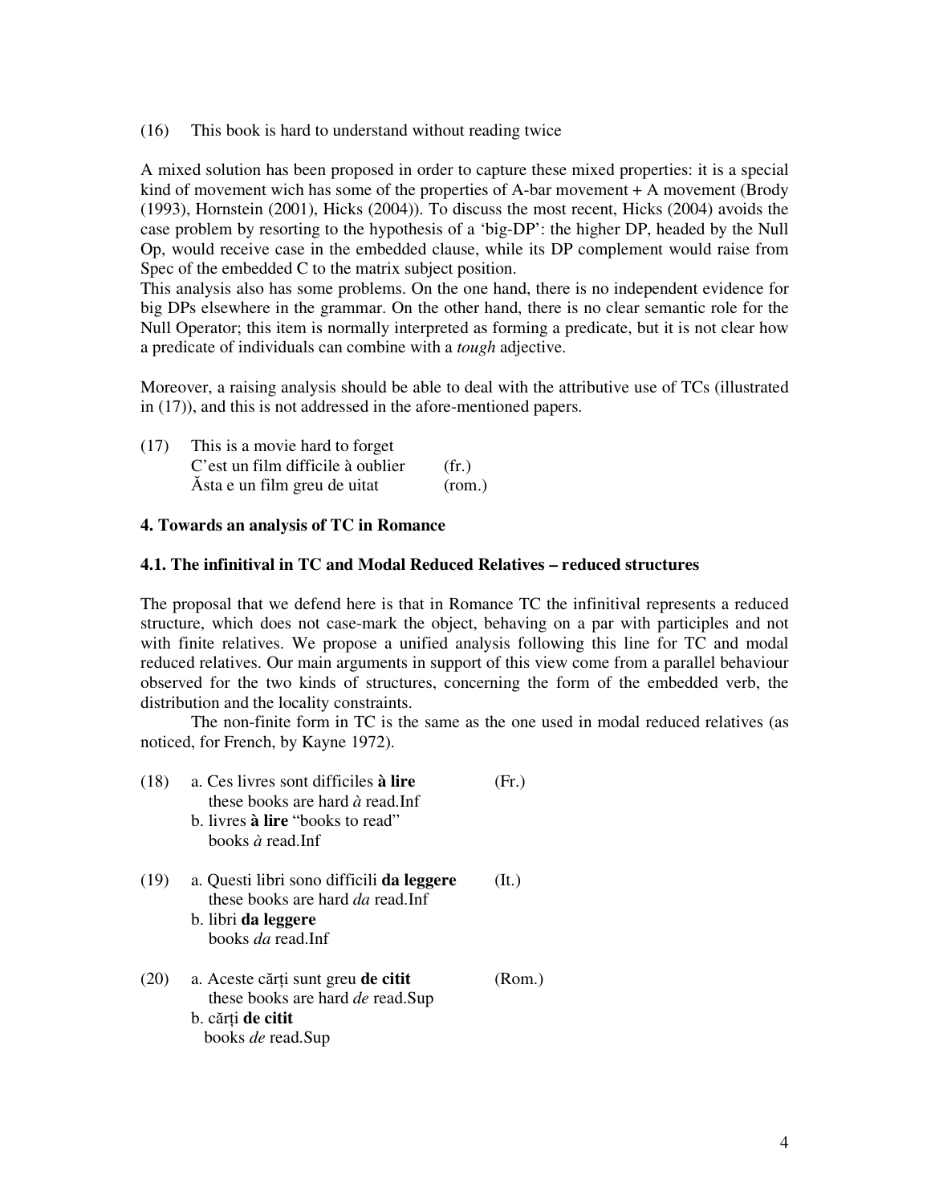(16) This book is hard to understand without reading twice

A mixed solution has been proposed in order to capture these mixed properties: it is a special kind of movement wich has some of the properties of A-bar movement + A movement (Brody (1993), Hornstein (2001), Hicks (2004)). To discuss the most recent, Hicks (2004) avoids the case problem by resorting to the hypothesis of a 'big-DP': the higher DP, headed by the Null Op, would receive case in the embedded clause, while its DP complement would raise from Spec of the embedded C to the matrix subject position.

This analysis also has some problems. On the one hand, there is no independent evidence for big DPs elsewhere in the grammar. On the other hand, there is no clear semantic role for the Null Operator; this item is normally interpreted as forming a predicate, but it is not clear how a predicate of individuals can combine with a *tough* adjective.

Moreover, a raising analysis should be able to deal with the attributive use of TCs (illustrated in (17)), and this is not addressed in the afore-mentioned papers.

(17) This is a movie hard to forget
C'est un film difficile à oublier (fr.)
Ăsta e un film greu de uitat (rom.)

## 4. Towards an analysis of TC in Romance

### 4.1. The infinitival in TC and Modal Reduced Relatives – reduced structures

The proposal that we defend here is that in Romance TC the infinitival represents a reduced structure, which does not case-mark the object, behaving on a par with participles and not with finite relatives. We propose a unified analysis following this line for TC and modal reduced relatives. Our main arguments in support of this view come from a parallel behaviour observed for the two kinds of structures, concerning the form of the embedded verb, the distribution and the locality constraints.

The non-finite form in TC is the same as the one used in modal reduced relatives (as noticed, for French, by Kayne 1972).

(18) a. Ces livres sont difficiles **à lire** (Fr.)
these books are hard *à* read.Inf
b. livres **à lire** "books to read"
books *à* read.Inf

(19) a. Questi libri sono difficili **da leggere** (It.)
these books are hard *da* read.Inf
b. libri **da leggere**
books *da* read.Inf

(20) a. Aceste cărți sunt greu **de citit** (Rom.)
these books are hard *de* read.Sup
b. cărți **de citit**
books *de* read.Sup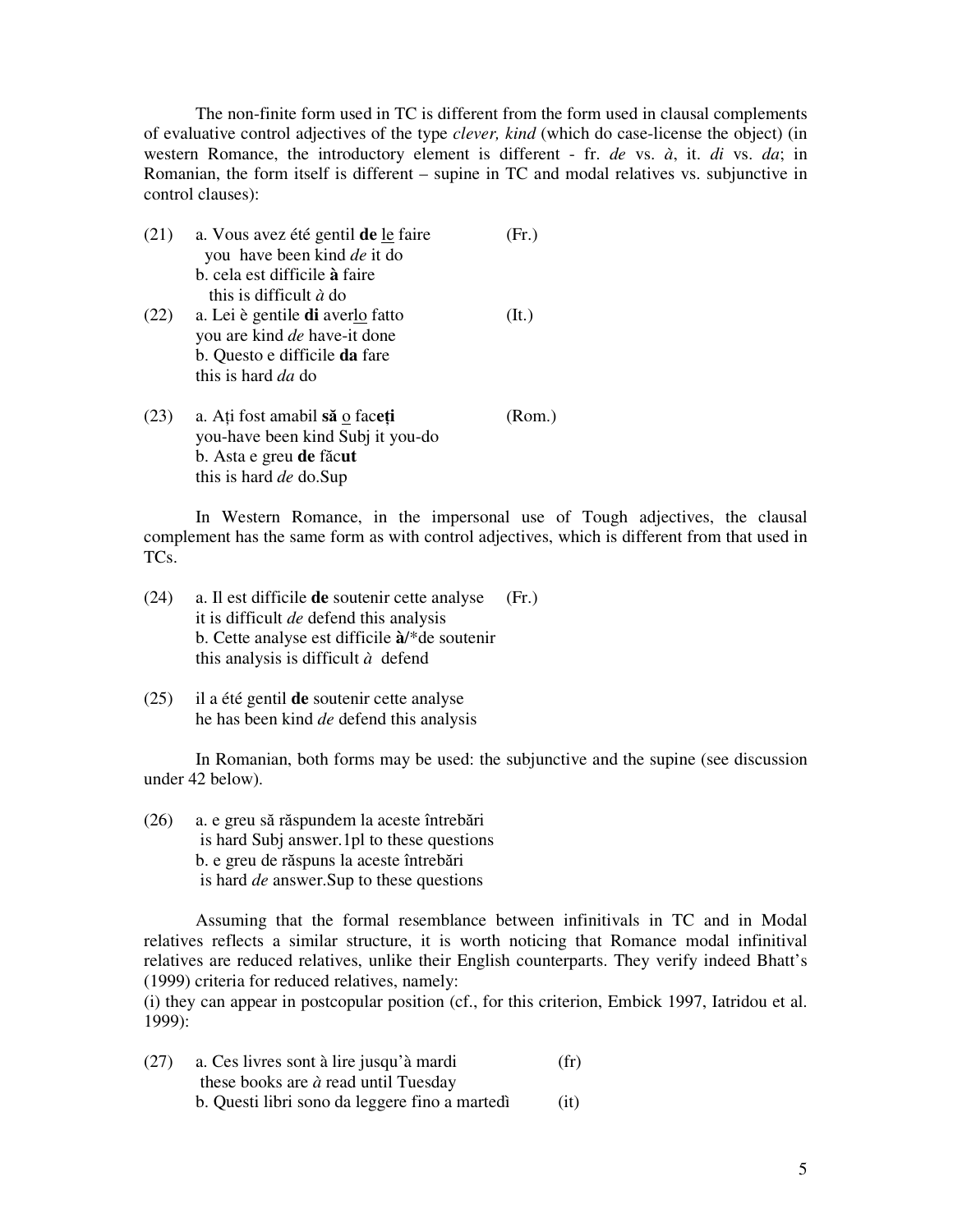The non-finite form used in TC is different from the form used in clausal complements of evaluative control adjectives of the type *clever, kind* (which do case-license the object) (in western Romance, the introductory element is different - fr. *de* vs. *à*, it. *di* vs. *da*; in Romanian, the form itself is different – supine in TC and modal relatives vs. subjunctive in control clauses):

(21) a. Vous avez été gentil **de** le faire (Fr.)
you have been kind *de* it do
b. cela est difficile **à** faire
this is difficult *à* do

(22) a. Lei è gentile **di** averlo fatto (It.)
you are kind *de* have-it done
b. Questo e difficile **da** fare
this is hard *da* do

(23) a. Ați fost amabil **să** o fac**eți** (Rom.)
you-have been kind Subj it you-do
b. Asta e greu **de** făc**ut**
this is hard *de* do.Sup

In Western Romance, in the impersonal use of Tough adjectives, the clausal complement has the same form as with control adjectives, which is different from that used in TCs.

(24) a. Il est difficile **de** soutenir cette analyse (Fr.)
it is difficult *de* defend this analysis
b. Cette analyse est difficile **à**/*de soutenir
this analysis is difficult *à* defend

(25) il a été gentil **de** soutenir cette analyse
he has been kind *de* defend this analysis

In Romanian, both forms may be used: the subjunctive and the supine (see discussion under 42 below).

(26) a. e greu să răspundem la aceste întrebări
is hard Subj answer.1pl to these questions
b. e greu de răspuns la aceste întrebări
is hard *de* answer.Sup to these questions

Assuming that the formal resemblance between infinitivals in TC and in Modal relatives reflects a similar structure, it is worth noticing that Romance modal infinitival relatives are reduced relatives, unlike their English counterparts. They verify indeed Bhatt's (1999) criteria for reduced relatives, namely:
(i) they can appear in postcopular position (cf., for this criterion, Embick 1997, Iatridou et al. 1999):

(27) a. Ces livres sont à lire jusqu'à mardi (fr)
these books are *à* read until Tuesday
b. Questi libri sono da leggere fino a martedì (it)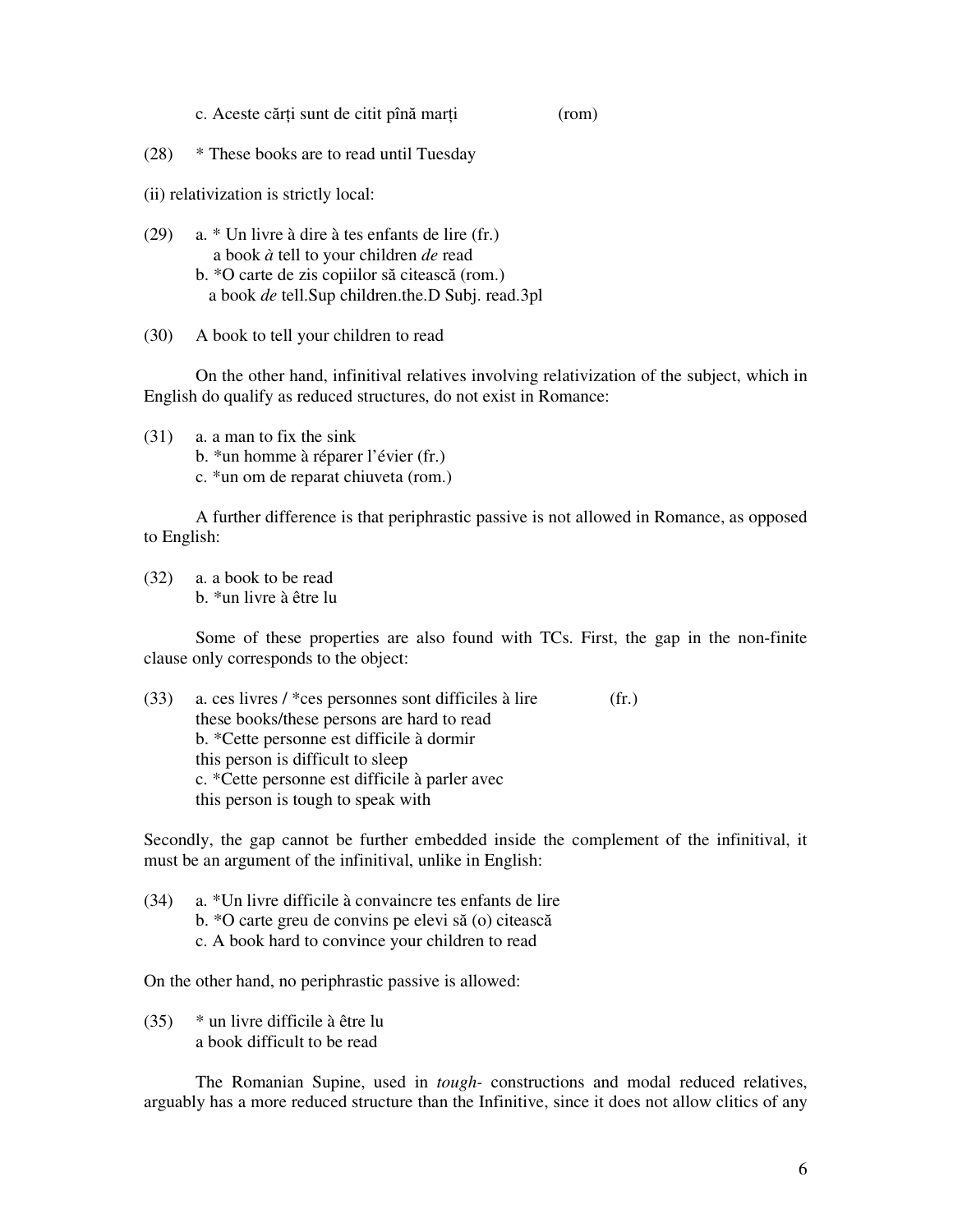c. Aceste cărți sunt de citit pînă marți (rom)

(28) * These books are to read until Tuesday

(ii) relativization is strictly local:

(29) a. * Un livre à dire à tes enfants de lire (fr.)
a book *à* tell to your children *de* read
b. *O carte de zis copiilor să citească (rom.)
a book *de* tell.Sup children.the.D Subj. read.3pl

(30) A book to tell your children to read

On the other hand, infinitival relatives involving relativization of the subject, which in English do qualify as reduced structures, do not exist in Romance:

(31) a. a man to fix the sink
b. *un homme à réparer l'évier (fr.)
c. *un om de reparat chiuveta (rom.)

A further difference is that periphrastic passive is not allowed in Romance, as opposed to English:

(32) a. a book to be read
b. *un livre à être lu

Some of these properties are also found with TCs. First, the gap in the non-finite clause only corresponds to the object:

(33) a. ces livres / *ces personnes sont difficiles à lire (fr.)
these books/these persons are hard to read
b. *Cette personne est difficile à dormir
this person is difficult to sleep
c. *Cette personne est difficile à parler avec
this person is tough to speak with

Secondly, the gap cannot be further embedded inside the complement of the infinitival, it must be an argument of the infinitival, unlike in English:

(34) a. *Un livre difficile à convaincre tes enfants de lire
b. *O carte greu de convins pe elevi să (o) citească
c. A book hard to convince your children to read

On the other hand, no periphrastic passive is allowed:

(35) * un livre difficile à être lu
a book difficult to be read

The Romanian Supine, used in *tough-* constructions and modal reduced relatives, arguably has a more reduced structure than the Infinitive, since it does not allow clitics of any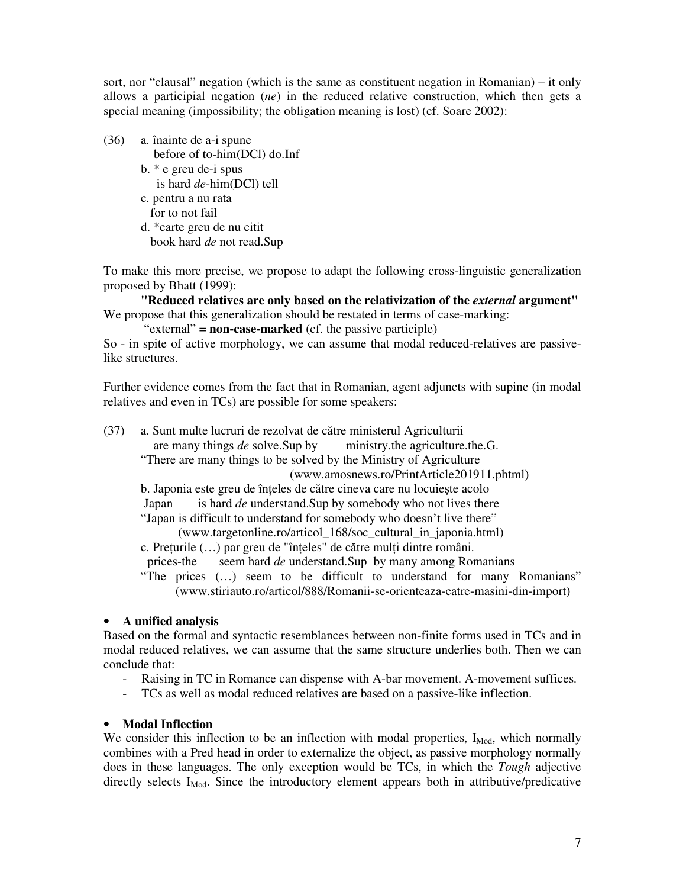sort, nor "clausal" negation (which is the same as constituent negation in Romanian) – it only allows a participial negation (*ne*) in the reduced relative construction, which then gets a special meaning (impossibility; the obligation meaning is lost) (cf. Soare 2002):

(36) a. înainte de a-i spune
   before of to-him(DCl) do.Inf
  b. * e greu de-i spus
   is hard *de*-him(DCl) tell
  c. pentru a nu rata
   for to not fail
  d. *carte greu de nu citit
   book hard *de* not read.Sup

To make this more precise, we propose to adapt the following cross-linguistic generalization proposed by Bhatt (1999):

**"Reduced relatives are only based on the relativization of the *external* argument"**

We propose that this generalization should be restated in terms of case-marking:

"external" = **non-case-marked** (cf. the passive participle)

So - in spite of active morphology, we can assume that modal reduced-relatives are passive-like structures.

Further evidence comes from the fact that in Romanian, agent adjuncts with supine (in modal relatives and even in TCs) are possible for some speakers:

(37) a. Sunt multe lucruri de rezolvat de către ministerul Agriculturii
   are many things *de* solve.Sup by ministry.the agriculture.the.G.
  "There are many things to be solved by the Ministry of Agriculture
   (www.amosnews.ro/PrintArticle201911.phtml)
  b. Japonia este greu de înțeles de către cineva care nu locuieşte acolo
   Japan is hard *de* understand.Sup by somebody who not lives there
  "Japan is difficult to understand for somebody who doesn't live there"
   (www.targetonline.ro/articol_168/soc_cultural_in_japonia.html)
  c. Prețurile (…) par greu de "înțeles" de către mulți dintre români.
   prices-the seem hard *de* understand.Sup by many among Romanians
  "The prices (…) seem to be difficult to understand for many Romanians"
   (www.stiriauto.ro/articol/888/Romanii-se-orienteaza-catre-masini-din-import)

- **A unified analysis**

Based on the formal and syntactic resemblances between non-finite forms used in TCs and in modal reduced relatives, we can assume that the same structure underlies both. Then we can conclude that:

- Raising in TC in Romance can dispense with A-bar movement. A-movement suffices.
- TCs as well as modal reduced relatives are based on a passive-like inflection.

- **Modal Inflection**

We consider this inflection to be an inflection with modal properties, $I_{Mod}$, which normally combines with a Pred head in order to externalize the object, as passive morphology normally does in these languages. The only exception would be TCs, in which the *Tough* adjective directly selects $I_{Mod}$. Since the introductory element appears both in attributive/predicative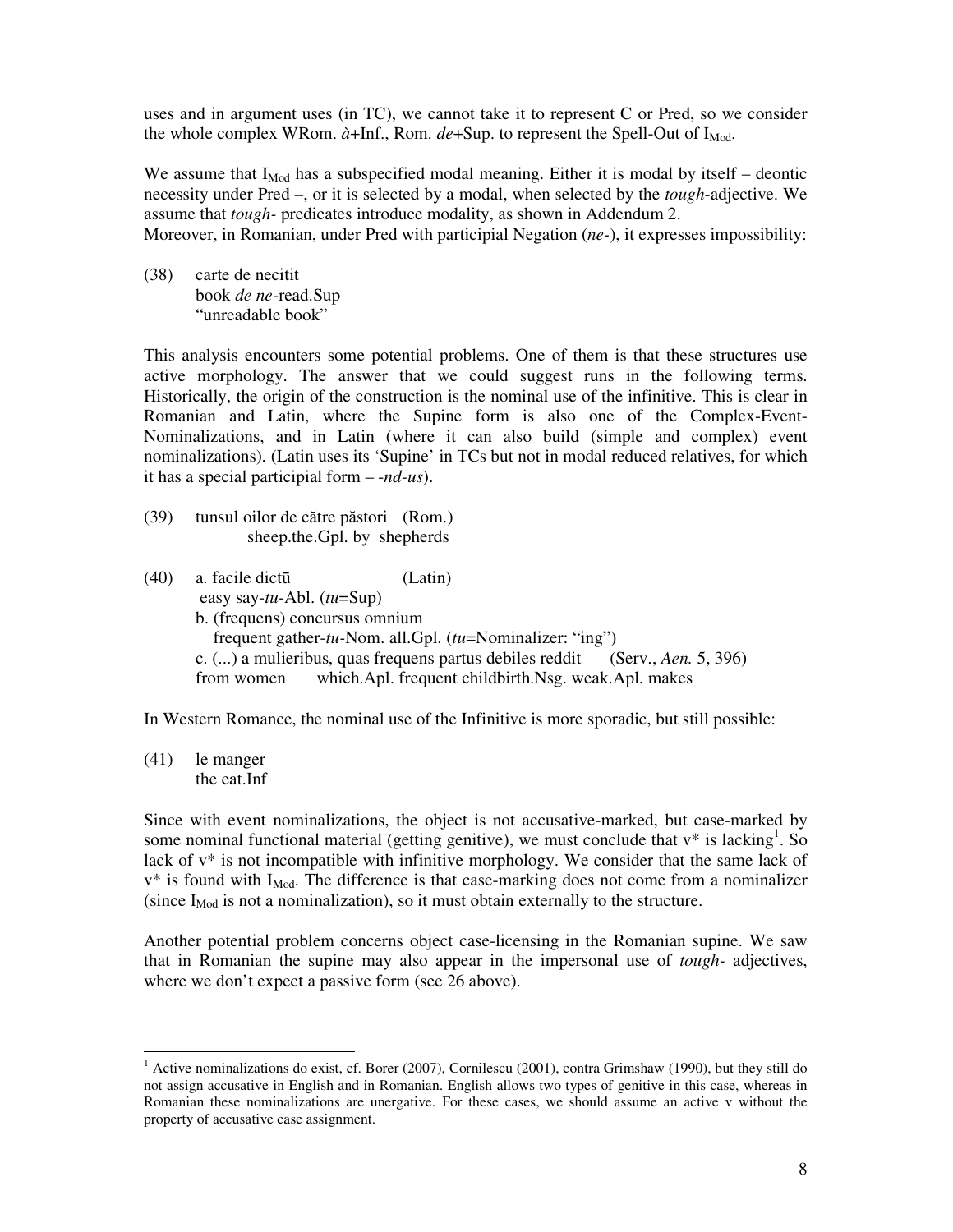uses and in argument uses (in TC), we cannot take it to represent C or Pred, so we consider the whole complex WRom. *à*+Inf., Rom. *de*+Sup. to represent the Spell-Out of $I_{Mod}$.

We assume that $I_{Mod}$ has a subspecified modal meaning. Either it is modal by itself – deontic necessity under Pred –, or it is selected by a modal, when selected by the *tough*-adjective. We assume that *tough-* predicates introduce modality, as shown in Addendum 2.
Moreover, in Romanian, under Pred with participial Negation (*ne-*), it expresses impossibility:

(38) carte de necitit
 book *de ne*-read.Sup
 "unreadable book"

This analysis encounters some potential problems. One of them is that these structures use active morphology. The answer that we could suggest runs in the following terms. Historically, the origin of the construction is the nominal use of the infinitive. This is clear in Romanian and Latin, where the Supine form is also one of the Complex-Event-Nominalizations, and in Latin (where it can also build (simple and complex) event nominalizations). (Latin uses its 'Supine' in TCs but not in modal reduced relatives, for which it has a special participial form – *-nd-us*).

(39) tunsul oilor de către păstori (Rom.)
 sheep.the.Gpl. by shepherds

(40) a. facile dictū (Latin)
 easy say-*tu*-Abl. (*tu*=Sup)
 b. (frequens) concursus omnium
 frequent gather-*tu*-Nom. all.Gpl. (*tu*=Nominalizer: "ing")
 c. (...) a mulieribus, quas frequens partus debiles reddit (Serv., *Aen.* 5, 396)
 from women which.Apl. frequent childbirth.Nsg. weak.Apl. makes

In Western Romance, the nominal use of the Infinitive is more sporadic, but still possible:

(41) le manger
 the eat.Inf

Since with event nominalizations, the object is not accusative-marked, but case-marked by some nominal functional material (getting genitive), we must conclude that v* is lacking[1]. So lack of v* is not incompatible with infinitive morphology. We consider that the same lack of v* is found with $I_{Mod}$. The difference is that case-marking does not come from a nominalizer (since $I_{Mod}$ is not a nominalization), so it must obtain externally to the structure.

Another potential problem concerns object case-licensing in the Romanian supine. We saw that in Romanian the supine may also appear in the impersonal use of *tough-* adjectives, where we don't expect a passive form (see 26 above).

---

[1] Active nominalizations do exist, cf. Borer (2007), Cornilescu (2001), contra Grimshaw (1990), but they still do not assign accusative in English and in Romanian. English allows two types of genitive in this case, whereas in Romanian these nominalizations are unergative. For these cases, we should assume an active v without the property of accusative case assignment.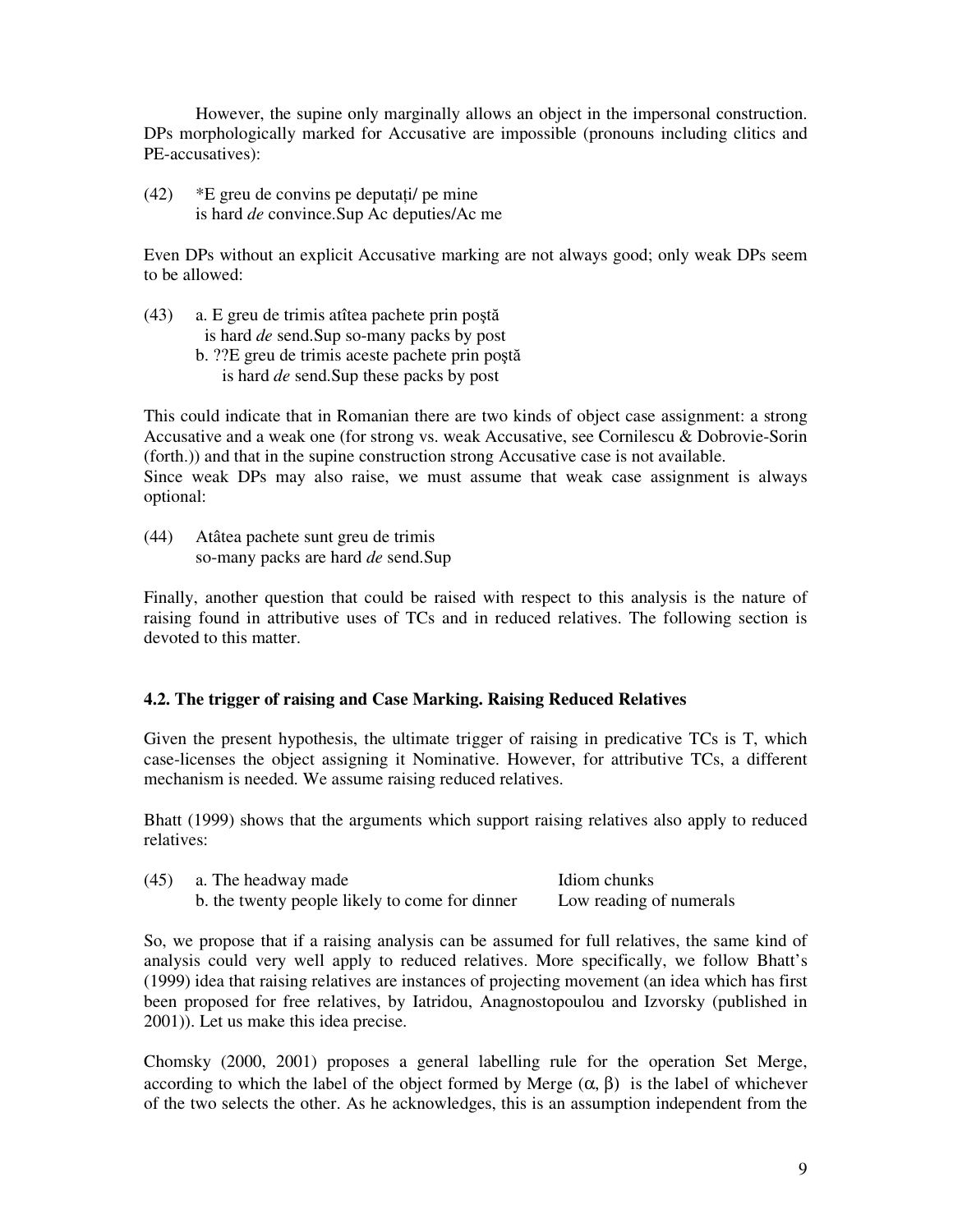However, the supine only marginally allows an object in the impersonal construction. DPs morphologically marked for Accusative are impossible (pronouns including clitics and PE-accusatives):

(42) *E greu de convins pe deputați/ pe mine
is hard *de* convince.Sup Ac deputies/Ac me

Even DPs without an explicit Accusative marking are not always good; only weak DPs seem to be allowed:

(43) a. E greu de trimis atîtea pachete prin poștă
is hard *de* send.Sup so-many packs by post
b. ??E greu de trimis aceste pachete prin poștă
is hard *de* send.Sup these packs by post

This could indicate that in Romanian there are two kinds of object case assignment: a strong Accusative and a weak one (for strong vs. weak Accusative, see Cornilescu & Dobrovie-Sorin (forth.)) and that in the supine construction strong Accusative case is not available.
Since weak DPs may also raise, we must assume that weak case assignment is always optional:

(44) Atâtea pachete sunt greu de trimis
so-many packs are hard *de* send.Sup

Finally, another question that could be raised with respect to this analysis is the nature of raising found in attributive uses of TCs and in reduced relatives. The following section is devoted to this matter.

### 4.2. The trigger of raising and Case Marking. Raising Reduced Relatives

Given the present hypothesis, the ultimate trigger of raising in predicative TCs is T, which case-licenses the object assigning it Nominative. However, for attributive TCs, a different mechanism is needed. We assume raising reduced relatives.

Bhatt (1999) shows that the arguments which support raising relatives also apply to reduced relatives:

(45) a. The headway made — Idiom chunks
b. the twenty people likely to come for dinner — Low reading of numerals

So, we propose that if a raising analysis can be assumed for full relatives, the same kind of analysis could very well apply to reduced relatives. More specifically, we follow Bhatt's (1999) idea that raising relatives are instances of projecting movement (an idea which has first been proposed for free relatives, by Iatridou, Anagnostopoulou and Izvorsky (published in 2001)). Let us make this idea precise.

Chomsky (2000, 2001) proposes a general labelling rule for the operation Set Merge, according to which the label of the object formed by Merge ($\alpha$, $\beta$) is the label of whichever of the two selects the other. As he acknowledges, this is an assumption independent from the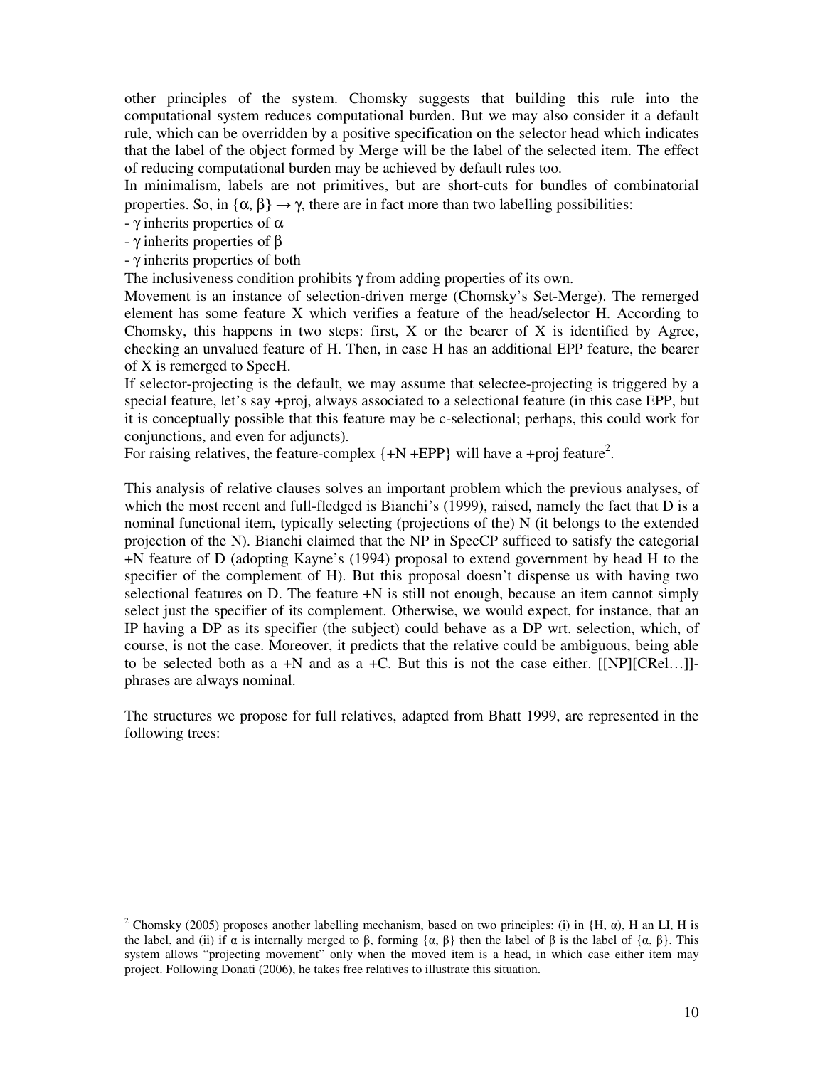other principles of the system. Chomsky suggests that building this rule into the computational system reduces computational burden. But we may also consider it a default rule, which can be overridden by a positive specification on the selector head which indicates that the label of the object formed by Merge will be the label of the selected item. The effect of reducing computational burden may be achieved by default rules too.

In minimalism, labels are not primitives, but are short-cuts for bundles of combinatorial properties. So, in $\{\alpha, \beta\} \rightarrow \gamma$, there are in fact more than two labelling possibilities:

- $\gamma$ inherits properties of $\alpha$
- $\gamma$ inherits properties of $\beta$
- $\gamma$ inherits properties of both

The inclusiveness condition prohibits $\gamma$ from adding properties of its own.

Movement is an instance of selection-driven merge (Chomsky's Set-Merge). The remerged element has some feature X which verifies a feature of the head/selector H. According to Chomsky, this happens in two steps: first, X or the bearer of X is identified by Agree, checking an unvalued feature of H. Then, in case H has an additional EPP feature, the bearer of X is remerged to SpecH.

If selector-projecting is the default, we may assume that selectee-projecting is triggered by a special feature, let's say +proj, always associated to a selectional feature (in this case EPP, but it is conceptually possible that this feature may be c-selectional; perhaps, this could work for conjunctions, and even for adjuncts).

For raising relatives, the feature-complex {+N +EPP} will have a +proj feature[2].

This analysis of relative clauses solves an important problem which the previous analyses, of which the most recent and full-fledged is Bianchi's (1999), raised, namely the fact that D is a nominal functional item, typically selecting (projections of the) N (it belongs to the extended projection of the N). Bianchi claimed that the NP in SpecCP sufficed to satisfy the categorial +N feature of D (adopting Kayne's (1994) proposal to extend government by head H to the specifier of the complement of H). But this proposal doesn't dispense us with having two selectional features on D. The feature +N is still not enough, because an item cannot simply select just the specifier of its complement. Otherwise, we would expect, for instance, that an IP having a DP as its specifier (the subject) could behave as a DP wrt. selection, which, of course, is not the case. Moreover, it predicts that the relative could be ambiguous, being able to be selected both as a +N and as a +C. But this is not the case either. [[NP][CRel…]]-phrases are always nominal.

The structures we propose for full relatives, adapted from Bhatt 1999, are represented in the following trees:

---

[2] Chomsky (2005) proposes another labelling mechanism, based on two principles: (i) in $\{H, \alpha\}$, H an LI, H is the label, and (ii) if $\alpha$ is internally merged to $\beta$, forming $\{\alpha, \beta\}$ then the label of $\beta$ is the label of $\{\alpha, \beta\}$. This system allows "projecting movement" only when the moved item is a head, in which case either item may project. Following Donati (2006), he takes free relatives to illustrate this situation.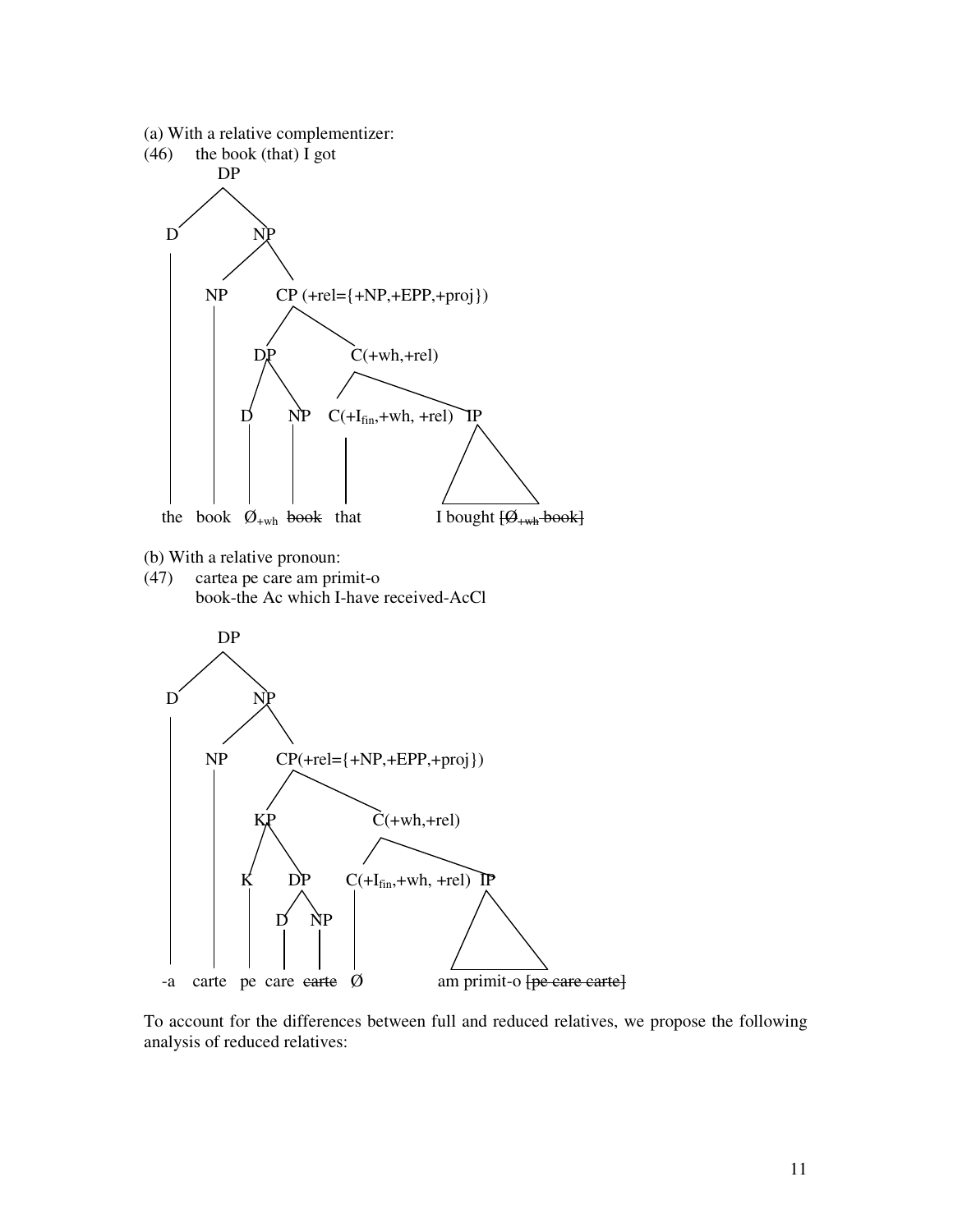(a) With a relative complementizer:

(46) the book (that) I got

```
DP
├── D
│   └── the
└── NP
    ├── NP
    │   └── book
    └── CP (+rel={+NP,+EPP,+proj})
        ├── DP
        │   ├── D
        │   │   └── Ø+wh
        │   └── NP
        │       └── book (struck through)
        └── C(+wh,+rel)
            ├── C(+Ifin,+wh, +rel)
            │   └── that
            └── IP
                └── I bought [Ø+wh book] (struck through)
```

(b) With a relative pronoun:

(47) cartea pe care am primit-o
book-the Ac which I-have received-AcCl

```
DP
├── D
│   └── -a
└── NP
    ├── NP
    │   └── carte
    └── CP(+rel={+NP,+EPP,+proj})
        ├── KP
        │   ├── K
        │   │   └── pe
        │   └── DP
        │       ├── D
        │       │   └── care
        │       └── NP
        │           └── carte (struck through)
        └── C(+wh,+rel)
            ├── C(+Ifin,+wh, +rel)
            │   └── Ø
            └── IP
                └── am primit-o [pe care carte] (struck through)
```

To account for the differences between full and reduced relatives, we propose the following analysis of reduced relatives: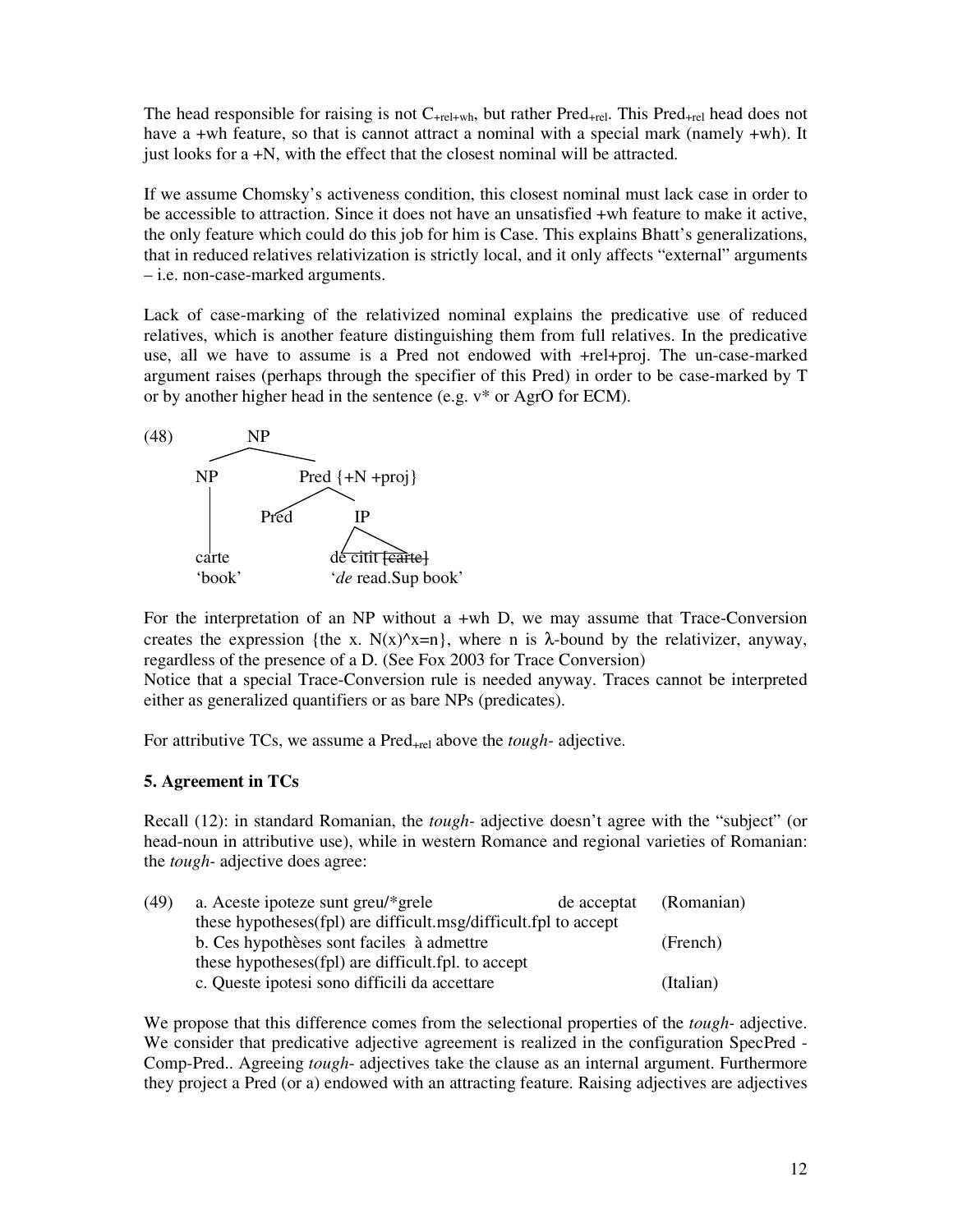The head responsible for raising is not $C_{+rel+wh}$, but rather $Pred_{+rel}$. This $Pred_{+rel}$ head does not have a +wh feature, so that is cannot attract a nominal with a special mark (namely +wh). It just looks for a +N, with the effect that the closest nominal will be attracted.

If we assume Chomsky's activeness condition, this closest nominal must lack case in order to be accessible to attraction. Since it does not have an unsatisfied +wh feature to make it active, the only feature which could do this job for him is Case. This explains Bhatt's generalizations, that in reduced relatives relativization is strictly local, and it only affects "external" arguments – i.e. non-case-marked arguments.

Lack of case-marking of the relativized nominal explains the predicative use of reduced relatives, which is another feature distinguishing them from full relatives. In the predicative use, all we have to assume is a Pred not endowed with +rel+proj. The un-case-marked argument raises (perhaps through the specifier of this Pred) in order to be case-marked by T or by another higher head in the sentence (e.g. v* or AgrO for ECM).

(48)

```
            NP
         /      \
       NP        Pred {+N +proj}
       |          /     \
       |       Pred      IP
       |                 /\
     carte         de citit ~~[carte]~~
     'book'        'de read.Sup book'
```

For the interpretation of an NP without a +wh D, we may assume that Trace-Conversion creates the expression {the x. N(x)^x=n}, where n is λ-bound by the relativizer, anyway, regardless of the presence of a D. (See Fox 2003 for Trace Conversion)
Notice that a special Trace-Conversion rule is needed anyway. Traces cannot be interpreted either as generalized quantifiers or as bare NPs (predicates).

For attributive TCs, we assume a $Pred_{+rel}$ above the *tough-* adjective.

### 5. Agreement in TCs

Recall (12): in standard Romanian, the *tough-* adjective doesn't agree with the "subject" (or head-noun in attributive use), while in western Romance and regional varieties of Romanian: the *tough-* adjective does agree:

(49) a. Aceste ipoteze sunt greu/*grele de acceptat (Romanian)
these hypotheses(fpl) are difficult.msg/difficult.fpl to accept
b. Ces hypothèses sont faciles à admettre (French)
these hypotheses(fpl) are difficult.fpl. to accept
c. Queste ipotesi sono difficili da accettare (Italian)

We propose that this difference comes from the selectional properties of the *tough-* adjective. We consider that predicative adjective agreement is realized in the configuration SpecPred - Comp-Pred.. Agreeing *tough-* adjectives take the clause as an internal argument. Furthermore they project a Pred (or a) endowed with an attracting feature. Raising adjectives are adjectives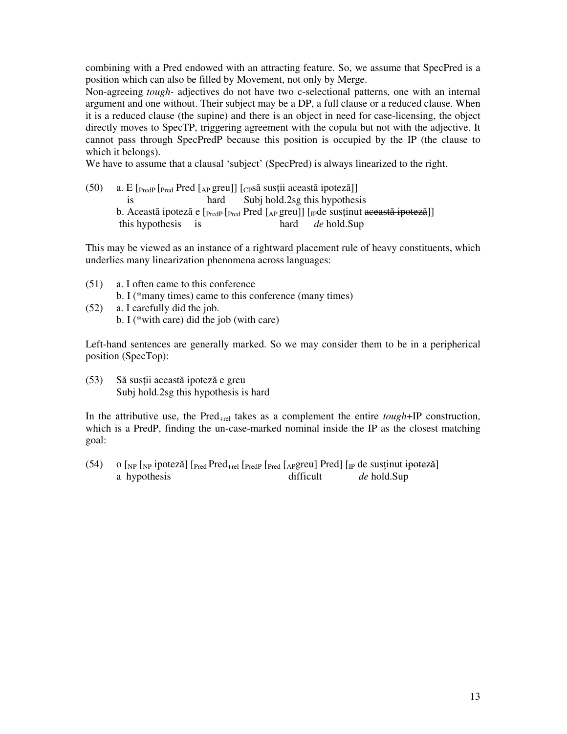combining with a Pred endowed with an attracting feature. So, we assume that SpecPred is a position which can also be filled by Movement, not only by Merge.

Non-agreeing *tough-* adjectives do not have two c-selectional patterns, one with an internal argument and one without. Their subject may be a DP, a full clause or a reduced clause. When it is a reduced clause (the supine) and there is an object in need for case-licensing, the object directly moves to SpecTP, triggering agreement with the copula but not with the adjective. It cannot pass through SpecPredP because this position is occupied by the IP (the clause to which it belongs).

We have to assume that a clausal 'subject' (SpecPred) is always linearized to the right.

(50) a. E [$_{\text{PredP}}$ [$_{\text{Pred}}$ Pred [$_{\text{AP}}$ greu]] [$_{\text{CP}}$să susții această ipoteză]]
is hard Subj hold.2sg this hypothesis

b. Această ipoteză e [$_{\text{PredP}}$ [$_{\text{Pred}}$ Pred [$_{\text{AP}}$ greu]] [$_{\text{IP}}$de susținut ~~această ipoteză~~]]
this hypothesis is hard *de* hold.Sup

This may be viewed as an instance of a rightward placement rule of heavy constituents, which underlies many linearization phenomena across languages:

(51) a. I often came to this conference
b. I (*many times) came to this conference (many times)

(52) a. I carefully did the job.
b. I (*with care) did the job (with care)

Left-hand sentences are generally marked. So we may consider them to be in a peripherical position (SpecTop):

(53) Să susții această ipoteză e greu
Subj hold.2sg this hypothesis is hard

In the attributive use, the Pred$_{\text{+rel}}$ takes as a complement the entire *tough*+IP construction, which is a PredP, finding the un-case-marked nominal inside the IP as the closest matching goal:

(54) o [$_{\text{NP}}$ [$_{\text{NP}}$ ipoteză] [$_{\text{Pred}}$ Pred$_{\text{+rel}}$ [$_{\text{PredP}}$ [$_{\text{Pred}}$ [$_{\text{AP}}$greu] Pred] [$_{\text{IP}}$ de susținut ~~ipoteză~~]
a hypothesis difficult *de* hold.Sup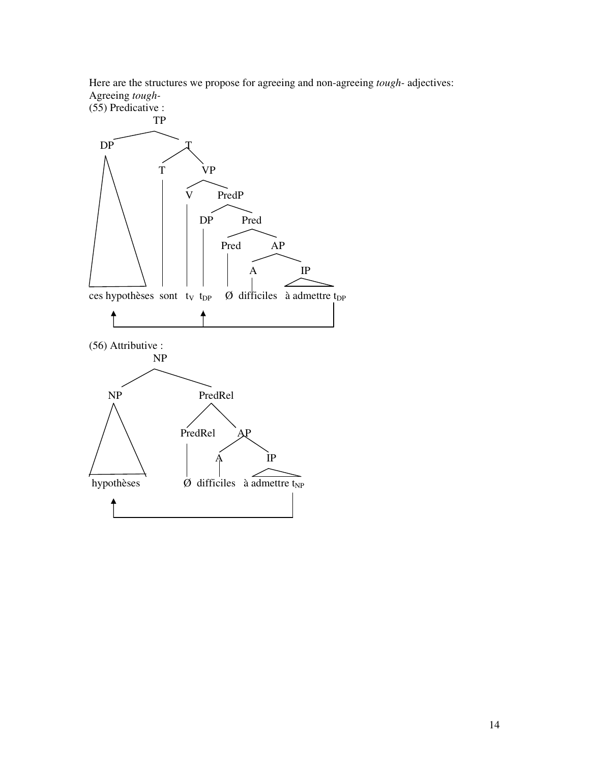Here are the structures we propose for agreeing and non-agreeing *tough-* adjectives:

Agreeing *tough-*

(55) Predicative :

```
TP
├── DP: ces hypothèses
└── T
    ├── T: sont
    └── VP
        ├── V: t_V
        └── PredP
            ├── DP: t_DP
            └── Pred
                ├── Pred: Ø
                └── AP
                    ├── A: difficiles
                    └── IP: à admettre t_DP
```

ces hypothèses sont $t_V$ $t_{DP}$ Ø difficiles à admettre $t_{DP}$

(56) Attributive :

```
NP
├── NP: hypothèses
└── PredRel
    ├── PredRel: Ø
    └── AP
        ├── A: difficiles
        └── IP: à admettre t_NP
```

hypothèses Ø difficiles à admettre $t_{NP}$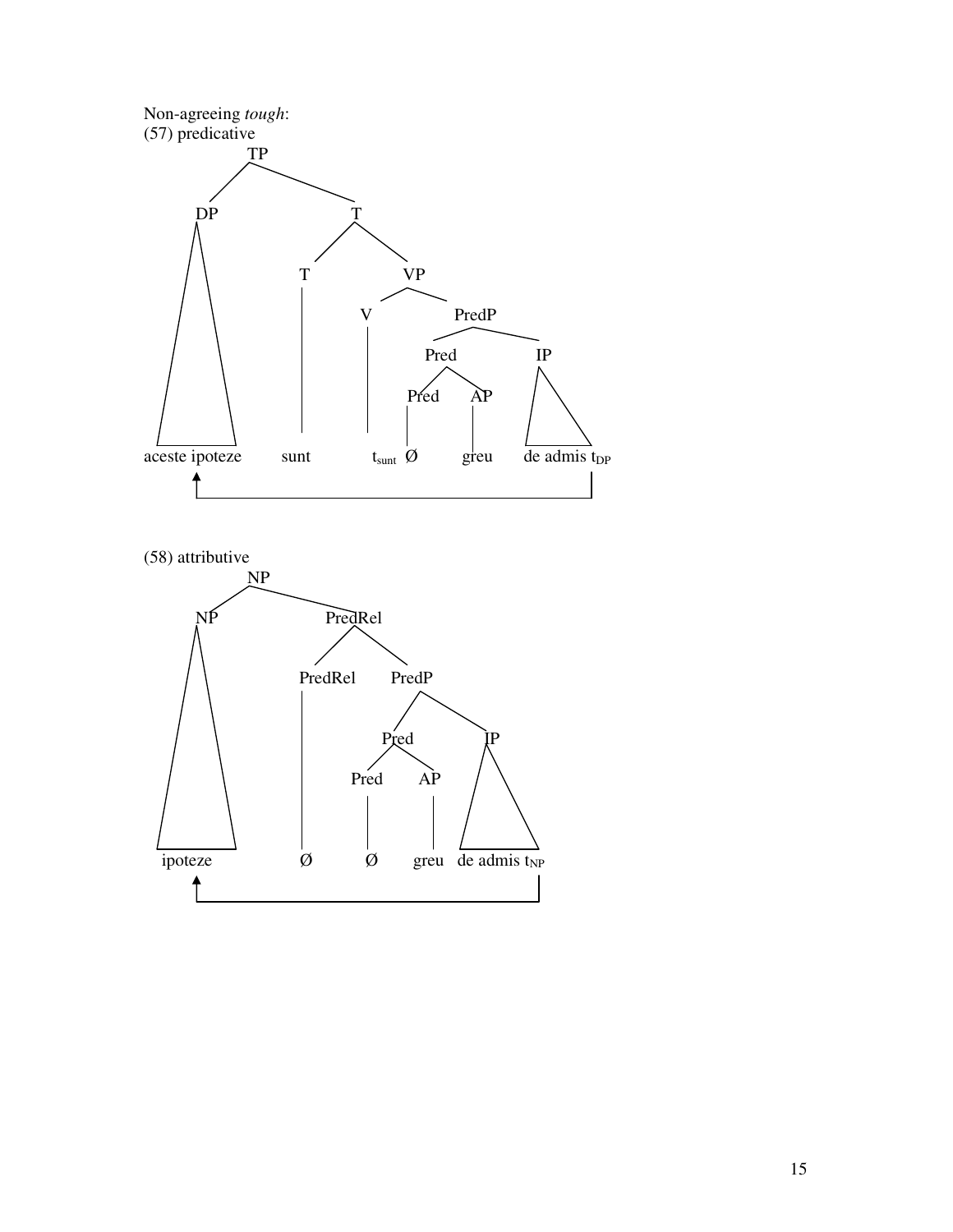Non-agreeing *tough*:

(57) predicative

```
TP
├── DP
│   └── aceste ipoteze
└── T
    ├── T
    │   └── sunt
    └── VP
        ├── V
        │   └── t_sunt
        └── PredP
            ├── Pred
            │   ├── Pred
            │   │   └── Ø
            │   └── AP
            │       └── greu
            └── IP
                └── de admis t_DP
```

(arrow from t_DP to aceste ipoteze)

(58) attributive

```
NP
├── NP
│   └── ipoteze
└── PredRel
    ├── PredRel
    │   └── Ø
    └── PredP
        ├── Pred
        │   ├── Pred
        │   │   └── Ø
        │   └── AP
        │       └── greu
        └── IP
            └── de admis t_NP
```

(arrow from t_NP to ipoteze)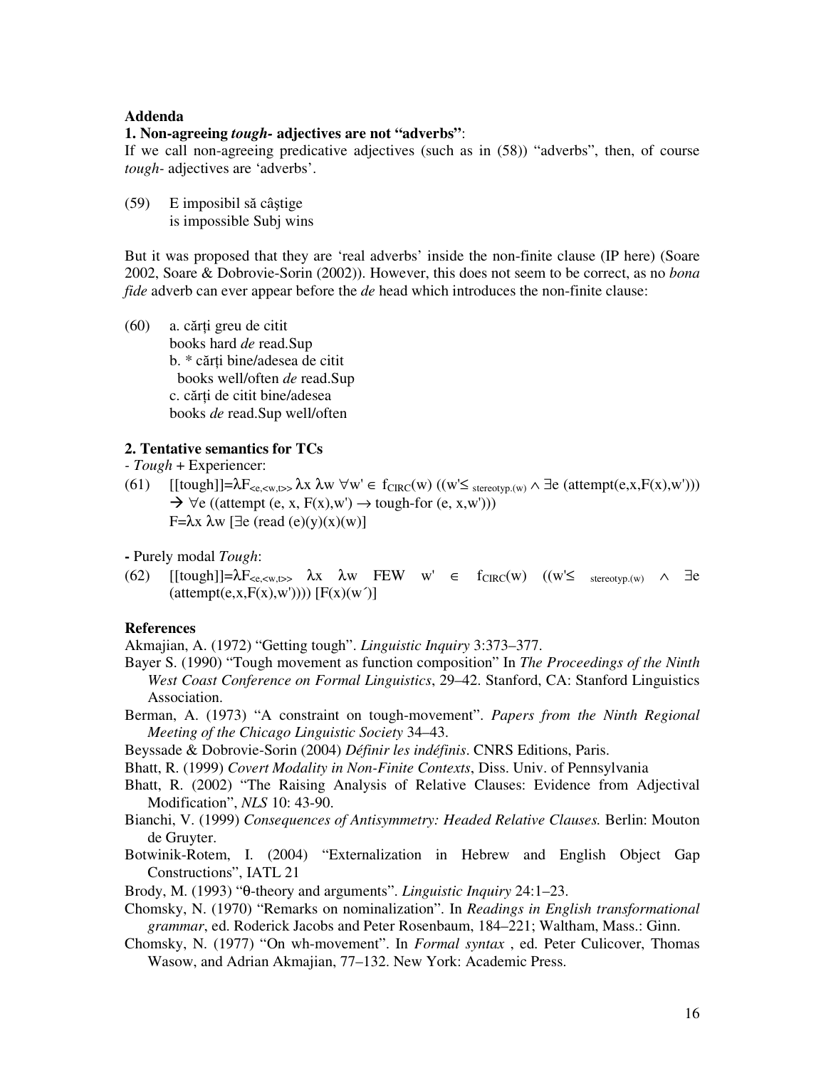**Addenda**

**1. Non-agreeing *tough-* adjectives are not "adverbs"**:

If we call non-agreeing predicative adjectives (such as in (58)) "adverbs", then, of course *tough-* adjectives are 'adverbs'.

(59) E imposibil să câştige
is impossible Subj wins

But it was proposed that they are 'real adverbs' inside the non-finite clause (IP here) (Soare 2002, Soare & Dobrovie-Sorin (2002)). However, this does not seem to be correct, as no *bona fide* adverb can ever appear before the *de* head which introduces the non-finite clause:

(60) a. cărţi greu de citit
books hard *de* read.Sup
b. * cărţi bine/adesea de citit
books well/often *de* read.Sup
c. cărţi de citit bine/adesea
books *de* read.Sup well/often

**2. Tentative semantics for TCs**

- *Tough* + Experiencer:

(61) $[[\text{tough}]] = \lambda F_{<e,<w,t>>}\ \lambda x\ \lambda w\ \forall w' \in f_{CIRC}(w)\ ((w' \leq_{\text{stereotyp.}(w)} \wedge \exists e\ (\text{attempt}(e,x,F(x),w'))) \rightarrow \forall e\ ((\text{attempt}(e, x, F(x),w') \rightarrow \text{tough-for}(e, x,w')))$
$F = \lambda x\ \lambda w\ [\exists e\ (\text{read}(e)(y)(x)(w)]$

**-** Purely modal *Tough*:

(62) $[[\text{tough}]] = \lambda F_{<e,<w,t>>}\ \lambda x\ \lambda w\ \text{FEW}\ w' \in f_{CIRC}(w)\ ((w' \leq_{\text{stereotyp.}(w)} \wedge \exists e\ (\text{attempt}(e,x,F(x),w')))) \ [F(x)(w')]$

**References**

Akmajian, A. (1972) "Getting tough". *Linguistic Inquiry* 3:373–377.

Bayer S. (1990) "Tough movement as function composition" In *The Proceedings of the Ninth West Coast Conference on Formal Linguistics*, 29–42. Stanford, CA: Stanford Linguistics Association.

Berman, A. (1973) "A constraint on tough-movement". *Papers from the Ninth Regional Meeting of the Chicago Linguistic Society* 34–43.

Beyssade & Dobrovie-Sorin (2004) *Définir les indéfinis*. CNRS Editions, Paris.

Bhatt, R. (1999) *Covert Modality in Non-Finite Contexts*, Diss. Univ. of Pennsylvania

Bhatt, R. (2002) "The Raising Analysis of Relative Clauses: Evidence from Adjectival Modification", *NLS* 10: 43-90.

Bianchi, V. (1999) *Consequences of Antisymmetry: Headed Relative Clauses.* Berlin: Mouton de Gruyter.

Botwinik-Rotem, I. (2004) "Externalization in Hebrew and English Object Gap Constructions", IATL 21

Brody, M. (1993) "θ-theory and arguments". *Linguistic Inquiry* 24:1–23.

Chomsky, N. (1970) "Remarks on nominalization". In *Readings in English transformational grammar*, ed. Roderick Jacobs and Peter Rosenbaum, 184–221; Waltham, Mass.: Ginn.

Chomsky, N. (1977) "On wh-movement". In *Formal syntax* , ed. Peter Culicover, Thomas Wasow, and Adrian Akmajian, 77–132. New York: Academic Press.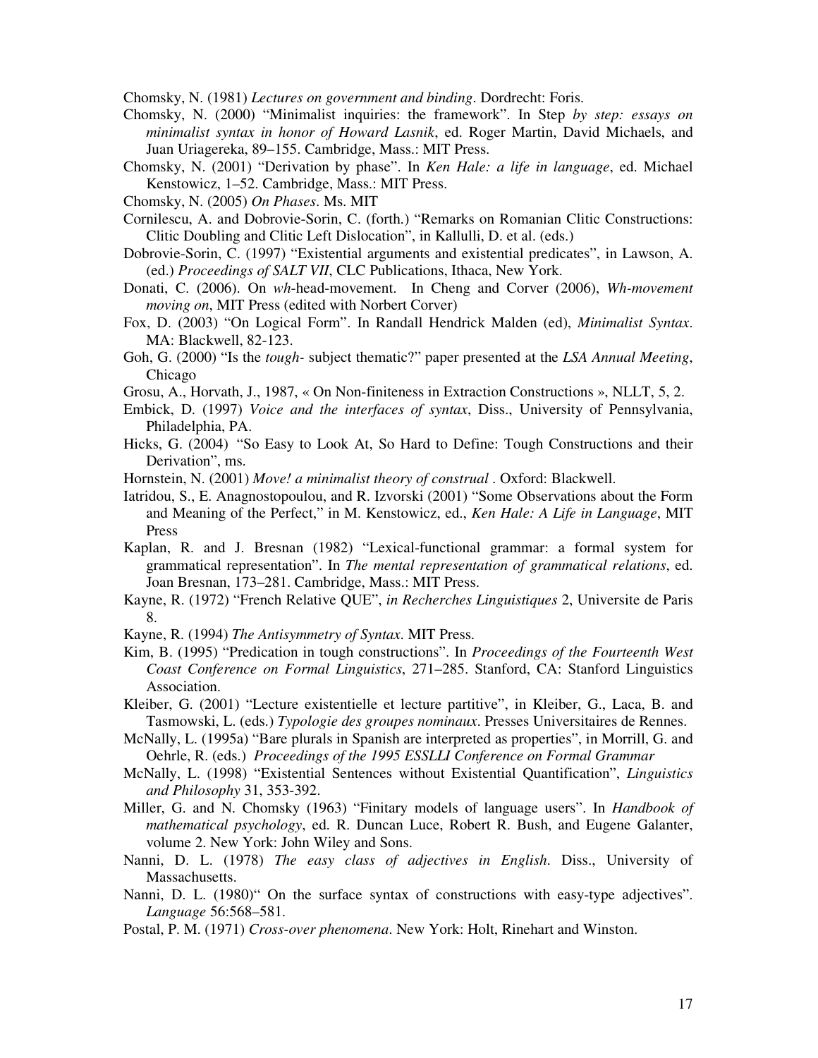Chomsky, N. (1981) *Lectures on government and binding*. Dordrecht: Foris.

Chomsky, N. (2000) "Minimalist inquiries: the framework". In Step *by step: essays on minimalist syntax in honor of Howard Lasnik*, ed. Roger Martin, David Michaels, and Juan Uriagereka, 89–155. Cambridge, Mass.: MIT Press.

Chomsky, N. (2001) "Derivation by phase". In *Ken Hale: a life in language*, ed. Michael Kenstowicz, 1–52. Cambridge, Mass.: MIT Press.

Chomsky, N. (2005) *On Phases*. Ms. MIT

Cornilescu, A. and Dobrovie-Sorin, C. (forth.) "Remarks on Romanian Clitic Constructions: Clitic Doubling and Clitic Left Dislocation", in Kallulli, D. et al. (eds.)

Dobrovie-Sorin, C. (1997) "Existential arguments and existential predicates", in Lawson, A. (ed.) *Proceedings of SALT VII*, CLC Publications, Ithaca, New York.

Donati, C. (2006). On *wh*-head-movement. In Cheng and Corver (2006), *Wh-movement moving on*, MIT Press (edited with Norbert Corver)

Fox, D. (2003) "On Logical Form". In Randall Hendrick Malden (ed), *Minimalist Syntax*. MA: Blackwell, 82-123.

Goh, G. (2000) "Is the *tough-* subject thematic?" paper presented at the *LSA Annual Meeting*, Chicago

Grosu, A., Horvath, J., 1987, « On Non-finiteness in Extraction Constructions », NLLT, 5, 2.

Embick, D. (1997) *Voice and the interfaces of syntax*, Diss., University of Pennsylvania, Philadelphia, PA.

Hicks, G. (2004) "So Easy to Look At, So Hard to Define: Tough Constructions and their Derivation", ms.

Hornstein, N. (2001) *Move! a minimalist theory of construal* . Oxford: Blackwell.

Iatridou, S., E. Anagnostopoulou, and R. Izvorski (2001) "Some Observations about the Form and Meaning of the Perfect," in M. Kenstowicz, ed., *Ken Hale: A Life in Language*, MIT Press

Kaplan, R. and J. Bresnan (1982) "Lexical-functional grammar: a formal system for grammatical representation". In *The mental representation of grammatical relations*, ed. Joan Bresnan, 173–281. Cambridge, Mass.: MIT Press.

Kayne, R. (1972) "French Relative QUE", *in Recherches Linguistiques* 2, Universite de Paris 8.

Kayne, R. (1994) *The Antisymmetry of Syntax*. MIT Press.

Kim, B. (1995) "Predication in tough constructions". In *Proceedings of the Fourteenth West Coast Conference on Formal Linguistics*, 271–285. Stanford, CA: Stanford Linguistics Association.

Kleiber, G. (2001) "Lecture existentielle et lecture partitive", in Kleiber, G., Laca, B. and Tasmowski, L. (eds.) *Typologie des groupes nominaux*. Presses Universitaires de Rennes.

McNally, L. (1995a) "Bare plurals in Spanish are interpreted as properties", in Morrill, G. and Oehrle, R. (eds.) *Proceedings of the 1995 ESSLLI Conference on Formal Grammar*

McNally, L. (1998) "Existential Sentences without Existential Quantification", *Linguistics and Philosophy* 31, 353-392.

Miller, G. and N. Chomsky (1963) "Finitary models of language users". In *Handbook of mathematical psychology*, ed. R. Duncan Luce, Robert R. Bush, and Eugene Galanter, volume 2. New York: John Wiley and Sons.

Nanni, D. L. (1978) *The easy class of adjectives in English*. Diss., University of Massachusetts.

Nanni, D. L. (1980)" On the surface syntax of constructions with easy-type adjectives". *Language* 56:568–581.

Postal, P. M. (1971) *Cross-over phenomena*. New York: Holt, Rinehart and Winston.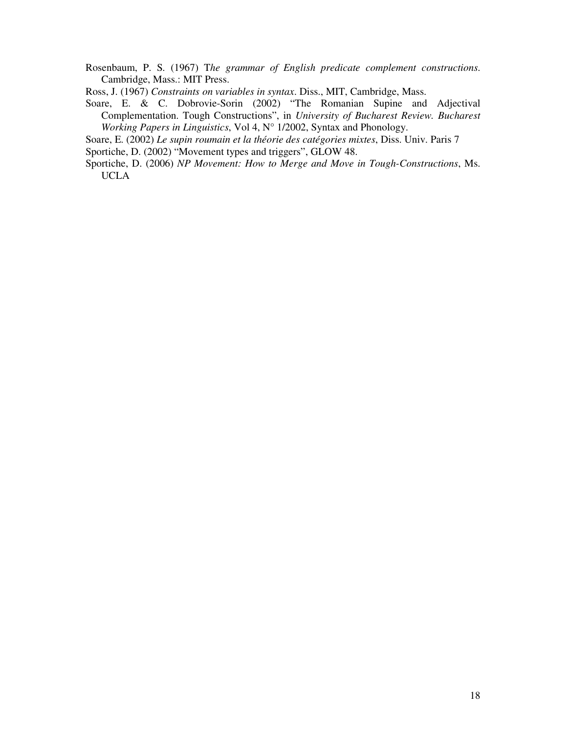Rosenbaum, P. S. (1967) T*he grammar of English predicate complement constructions*. Cambridge, Mass.: MIT Press.

Ross, J. (1967) *Constraints on variables in syntax*. Diss., MIT, Cambridge, Mass.

Soare, E. & C. Dobrovie-Sorin (2002) "The Romanian Supine and Adjectival Complementation. Tough Constructions", in *University of Bucharest Review. Bucharest Working Papers in Linguistics*, Vol 4, N° 1/2002, Syntax and Phonology.

Soare, E. (2002) *Le supin roumain et la théorie des catégories mixtes*, Diss. Univ. Paris 7

Sportiche, D. (2002) "Movement types and triggers", GLOW 48.

Sportiche, D. (2006) *NP Movement: How to Merge and Move in Tough-Constructions*, Ms. UCLA